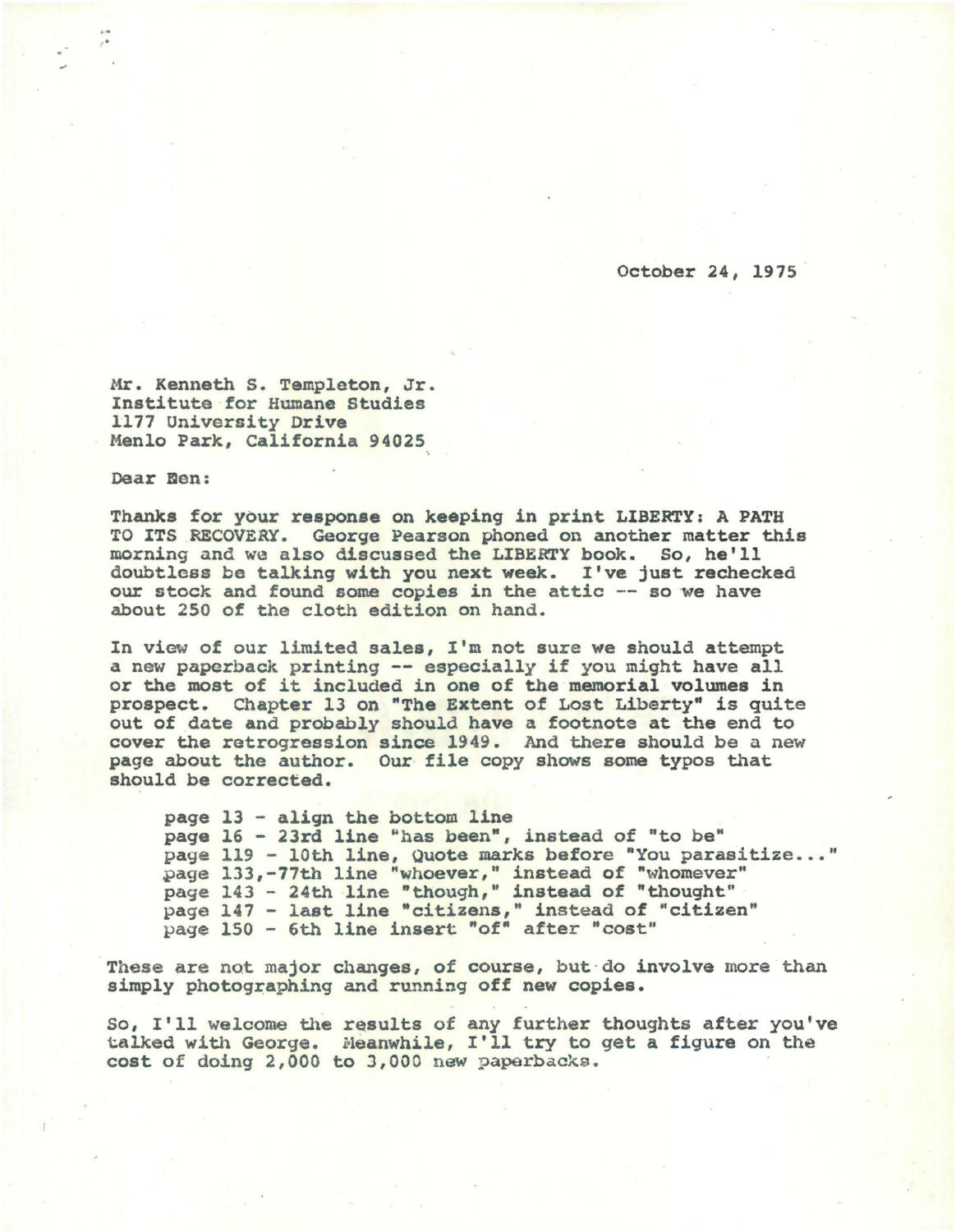October 24, 1975

Mr. Kenneth S. Templeton, Jr.
Institute for Humane Studies
1177 University Drive
Menlo Park, California 94025

Dear Ben:

Thanks for your response on keeping in print LIBERTY: A PATH TO ITS RECOVERY. George Pearson phoned on another matter this morning and we also discussed the LIBERTY book. So, he'll doubtless be talking with you next week. I've just rechecked our stock and found some copies in the attic -- so we have about 250 of the cloth edition on hand.

In view of our limited sales, I'm not sure we should attempt a new paperback printing -- especially if you might have all or the most of it included in one of the memorial volumes in prospect. Chapter 13 on "The Extent of Lost Liberty" is quite out of date and probably should have a footnote at the end to cover the retrogression since 1949. And there should be a new page about the author. Our file copy shows some typos that should be corrected.

page 13 - align the bottom line
page 16 - 23rd line "has been", instead of "to be"
page 119 - 10th line, Quote marks before "You parasitize..."
page 133,-77th line "whoever," instead of "whomever"
page 143 - 24th line "though," instead of "thought"
page 147 - last line "citizens," instead of "citizen"
page 150 - 6th line insert "of" after "cost"

These are not major changes, of course, but do involve more than simply photographing and running off new copies.

So, I'll welcome the results of any further thoughts after you've talked with George. Meanwhile, I'll try to get a figure on the cost of doing 2,000 to 3,000 new paperbacks.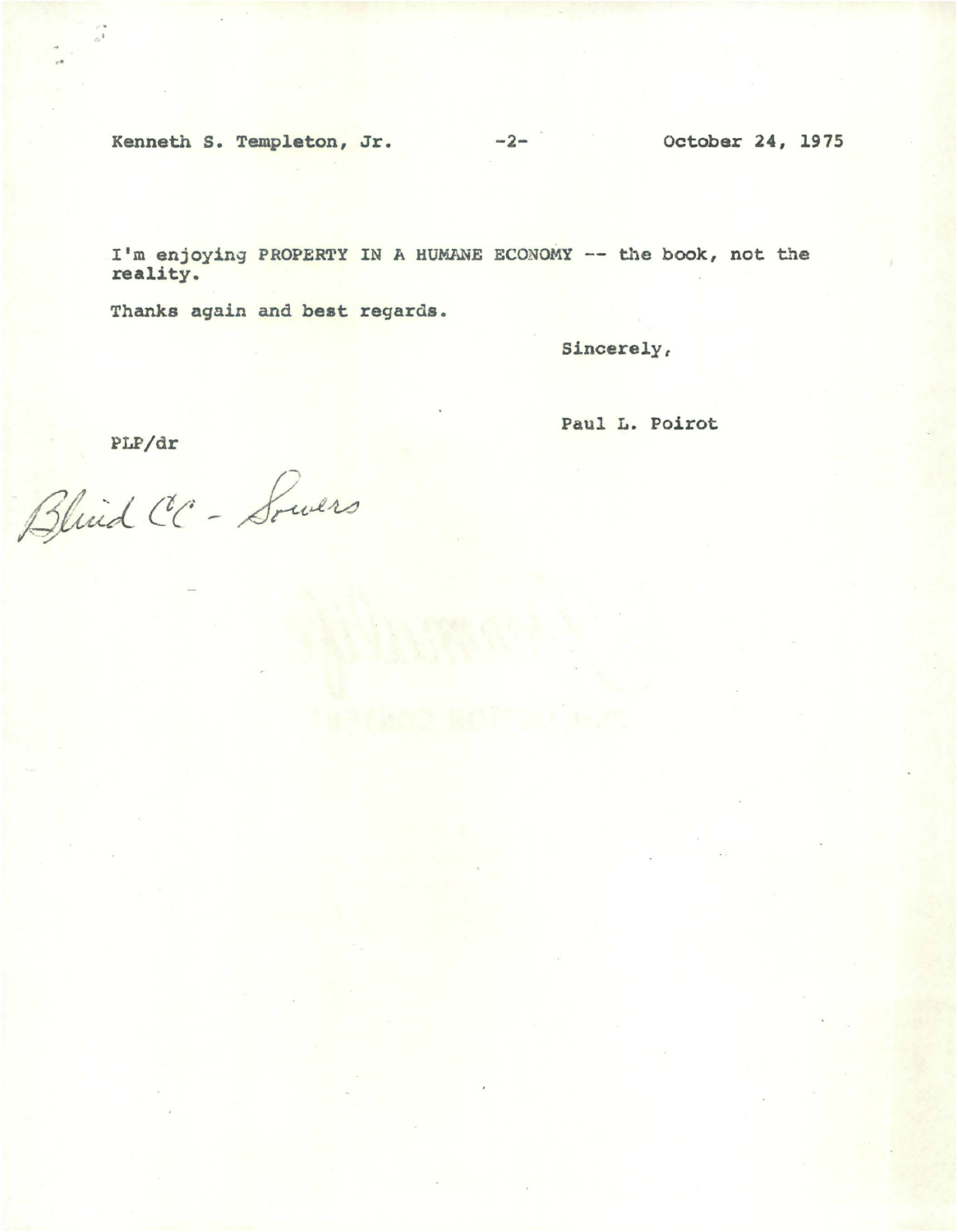I'm enjoying PROPERTY IN A HUMANE ECONOMY -- the book, not the reality.

Thanks again and best regards.

Sincerely,

Paul L. Poirot

PLP/dr

Blind CC - Sowers